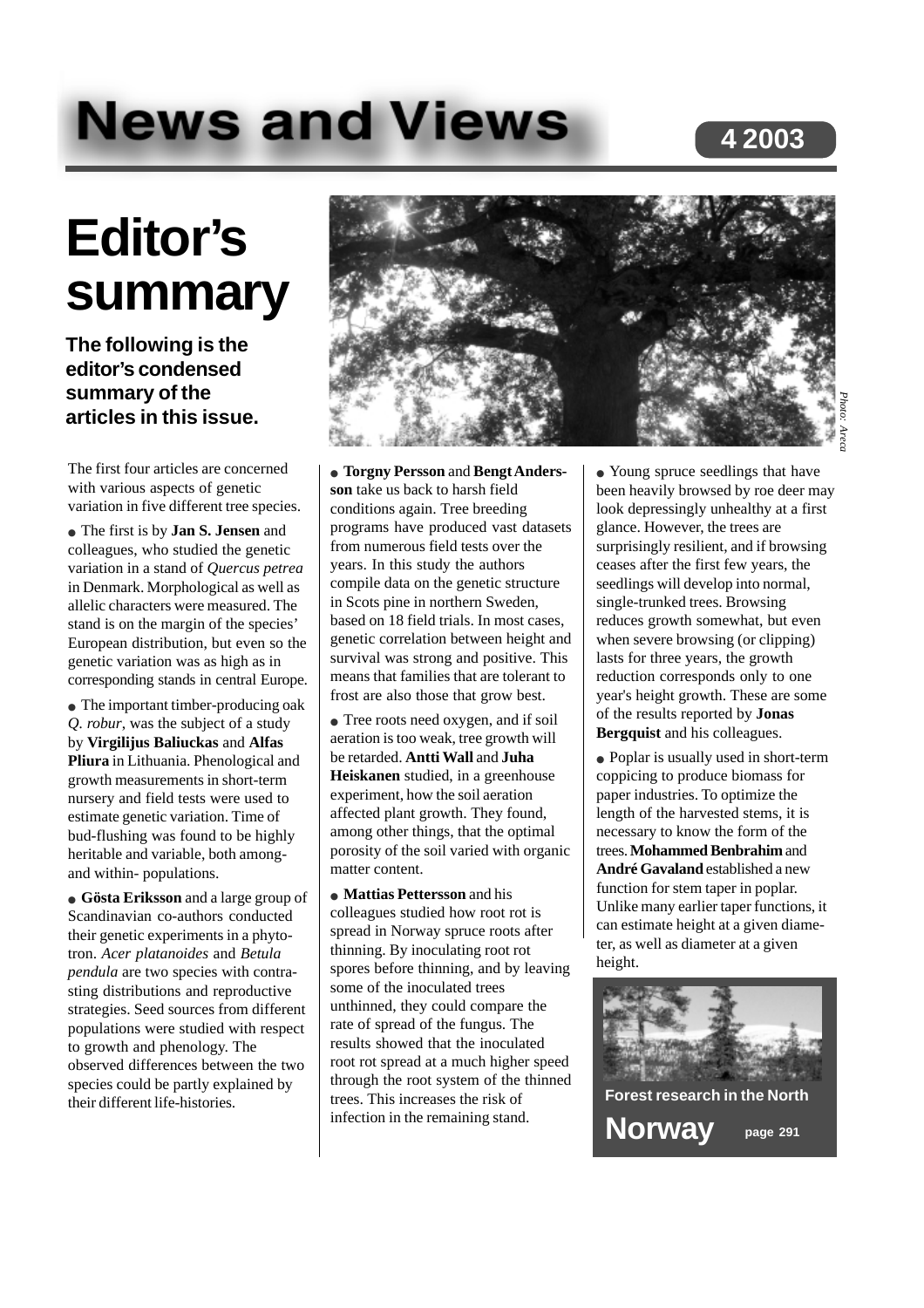# News and Views

4 2003

# Editor's summary

**The following is the editor's condensed summary of the articles in this issue.**

The first four articles are concerned with various aspects of genetic variation in five different tree species.

- The first is by **Jan S. Jensen** and colleagues, who studied the genetic variation in a stand of *Quercus petrea* in Denmark. Morphological as well as allelic characters were measured. The stand is on the margin of the species' European distribution, but even so the genetic variation was as high as in corresponding stands in central Europe.

- The important timber-producing oak *Q. robur*, was the subject of a study by **Virgilijus Baliuckas** and **Alfas Pliura** in Lithuania. Phenological and growth measurements in short-term nursery and field tests were used to estimate genetic variation. Time of bud-flushing was found to be highly heritable and variable, both among- and within- populations.

- **Gösta Eriksson** and a large group of Scandinavian co-authors conducted their genetic experiments in a phytotron. *Acer platanoides* and *Betula pendula* are two species with contrasting distributions and reproductive strategies. Seed sources from different populations were studied with respect to growth and phenology. The observed differences between the two species could be partly explained by their different life-histories.

Photo: Areca

- **Torgny Persson** and **Bengt Andersson** take us back to harsh field conditions again. Tree breeding programs have produced vast datasets from numerous field tests over the years. In this study the authors compile data on the genetic structure in Scots pine in northern Sweden, based on 18 field trials. In most cases, genetic correlation between height and survival was strong and positive. This means that families that are tolerant to frost are also those that grow best.

- Tree roots need oxygen, and if soil aeration is too weak, tree growth will be retarded. **Antti Wall** and **Juha Heiskanen** studied, in a greenhouse experiment, how the soil aeration affected plant growth. They found, among other things, that the optimal porosity of the soil varied with organic matter content.

- **Mattias Pettersson** and his colleagues studied how root rot is spread in Norway spruce roots after thinning. By inoculating root rot spores before thinning, and by leaving some of the inoculated trees unthinned, they could compare the rate of spread of the fungus. The results showed that the inoculated root rot spread at a much higher speed through the root system of the thinned trees. This increases the risk of infection in the remaining stand.

- Young spruce seedlings that have been heavily browsed by roe deer may look depressingly unhealthy at a first glance. However, the trees are surprisingly resilient, and if browsing ceases after the first few years, the seedlings will develop into normal, single-trunked trees. Browsing reduces growth somewhat, but even when severe browsing (or clipping) lasts for three years, the growth reduction corresponds only to one year's height growth. These are some of the results reported by **Jonas Bergquist** and his colleagues.

- Poplar is usually used in short-term coppicing to produce biomass for paper industries. To optimize the length of the harvested stems, it is necessary to know the form of the trees. **Mohammed Benbrahim** and **André Gavaland** established a new function for stem taper in poplar. Unlike many earlier taper functions, it can estimate height at a given diameter, as well as diameter at a given height.

**Forest research in the North**

**Norway** page 291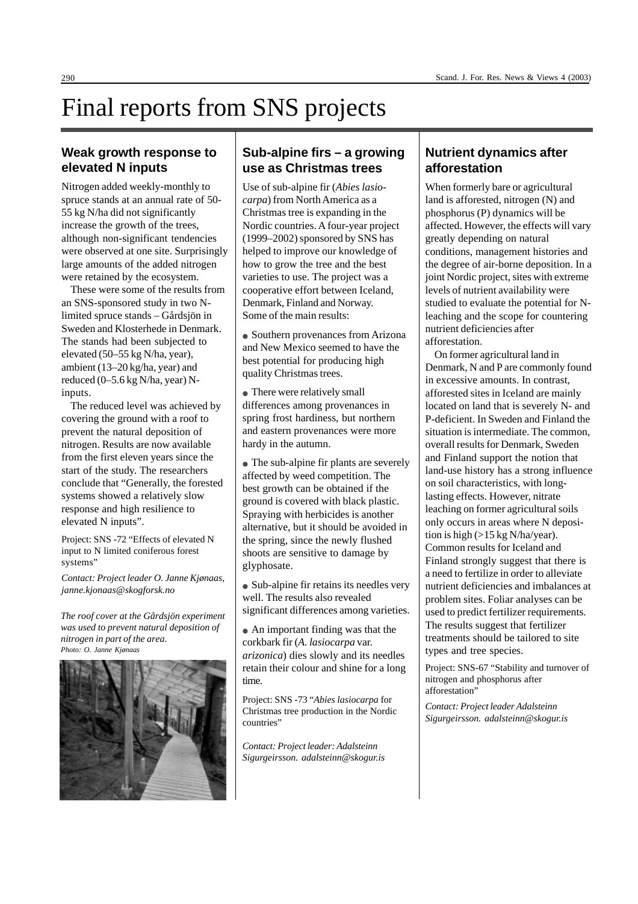# Final reports from SNS projects

## Weak growth response to elevated N inputs

Nitrogen added weekly-monthly to spruce stands at an annual rate of 50-55 kg N/ha did not significantly increase the growth of the trees, although non-significant tendencies were observed at one site. Surprisingly large amounts of the added nitrogen were retained by the ecosystem.

These were some of the results from an SNS-sponsored study in two N-limited spruce stands – Gårdsjön in Sweden and Klosterhede in Denmark. The stands had been subjected to elevated (50–55 kg N/ha, year), ambient (13–20 kg/ha, year) and reduced (0–5.6 kg N/ha, year) N-inputs.

The reduced level was achieved by covering the ground with a roof to prevent the natural deposition of nitrogen. Results are now available from the first eleven years since the start of the study. The researchers conclude that "Generally, the forested systems showed a relatively slow response and high resilience to elevated N inputs".

Project: SNS -72 "Effects of elevated N input to N limited coniferous forest systems"

*Contact: Project leader O. Janne Kjønaas, janne.kjonaas@skogforsk.no*

*The roof cover at the Gårdsjön experiment was used to prevent natural deposition of nitrogen in part of the area.*
*Photo: O. Janne Kjønaas*

## Sub-alpine firs – a growing use as Christmas trees

Use of sub-alpine fir (*Abies lasiocarpa*) from North America as a Christmas tree is expanding in the Nordic countries. A four-year project (1999–2002) sponsored by SNS has helped to improve our knowledge of how to grow the tree and the best varieties to use. The project was a cooperative effort between Iceland, Denmark, Finland and Norway. Some of the main results:

- Southern provenances from Arizona and New Mexico seemed to have the best potential for producing high quality Christmas trees.
- There were relatively small differences among provenances in spring frost hardiness, but northern and eastern provenances were more hardy in the autumn.
- The sub-alpine fir plants are severely affected by weed competition. The best growth can be obtained if the ground is covered with black plastic. Spraying with herbicides is another alternative, but it should be avoided in the spring, since the newly flushed shoots are sensitive to damage by glyphosate.
- Sub-alpine fir retains its needles very well. The results also revealed significant differences among varieties.
- An important finding was that the corkbark fir (*A. lasiocarpa* var. *arizonica*) dies slowly and its needles retain their colour and shine for a long time.

Project: SNS -73 "*Abies lasiocarpa* for Christmas tree production in the Nordic countries"

*Contact: Project leader: Adalsteinn Sigurgeirsson. adalsteinn@skogur.is*

## Nutrient dynamics after afforestation

When formerly bare or agricultural land is afforested, nitrogen (N) and phosphorus (P) dynamics will be affected. However, the effects will vary greatly depending on natural conditions, management histories and the degree of air-borne deposition. In a joint Nordic project, sites with extreme levels of nutrient availability were studied to evaluate the potential for N-leaching and the scope for countering nutrient deficiencies after afforestation.

On former agricultural land in Denmark, N and P are commonly found in excessive amounts. In contrast, afforested sites in Iceland are mainly located on land that is severely N- and P-deficient. In Sweden and Finland the situation is intermediate. The common, overall results for Denmark, Sweden and Finland support the notion that land-use history has a strong influence on soil characteristics, with long-lasting effects. However, nitrate leaching on former agricultural soils only occurs in areas where N deposition is high (>15 kg N/ha/year). Common results for Iceland and Finland strongly suggest that there is a need to fertilize in order to alleviate nutrient deficiencies and imbalances at problem sites. Foliar analyses can be used to predict fertilizer requirements. The results suggest that fertilizer treatments should be tailored to site types and tree species.

Project: SNS-67 "Stability and turnover of nitrogen and phosphorus after afforestation"

*Contact: Project leader Adalsteinn Sigurgeirsson. adalsteinn@skogur.is*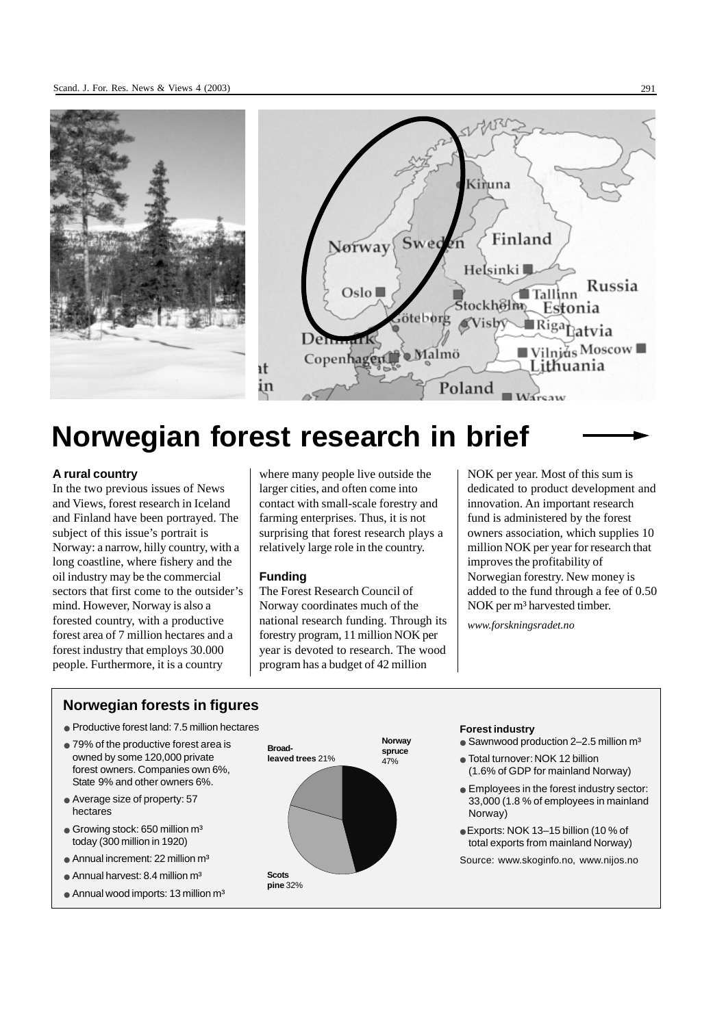# Norwegian forest research in brief

### A rural country

In the two previous issues of News and Views, forest research in Iceland and Finland have been portrayed. The subject of this issue's portrait is Norway: a narrow, hilly country, with a long coastline, where fishery and the oil industry may be the commercial sectors that first come to the outsider's mind. However, Norway is also a forested country, with a productive forest area of 7 million hectares and a forest industry that employs 30.000 people. Furthermore, it is a country where many people live outside the larger cities, and often come into contact with small-scale forestry and farming enterprises. Thus, it is not surprising that forest research plays a relatively large role in the country.

### Funding

The Forest Research Council of Norway coordinates much of the national research funding. Through its forestry program, 11 million NOK per year is devoted to research. The wood program has a budget of 42 million NOK per year. Most of this sum is dedicated to product development and innovation. An important research fund is administered by the forest owners association, which supplies 10 million NOK per year for research that improves the profitability of Norwegian forestry. New money is added to the fund through a fee of 0.50 NOK per m³ harvested timber.

*www.forskningsradet.no*

## Norwegian forests in figures

- Productive forest land: 7.5 million hectares
- 79% of the productive forest area is owned by some 120,000 private forest owners. Companies own 6%, State 9% and other owners 6%.
- Average size of property: 57 hectares
- Growing stock: 650 million m³ today (300 million in 1920)
- Annual increment: 22 million m³
- Annual harvest: 8.4 million m³
- Annual wood imports: 13 million m³

**Norway spruce** 47%
**Broad-leaved trees** 21%
**Scots pine** 32%

**Forest industry**

- Sawnwood production 2–2.5 million m³
- Total turnover: NOK 12 billion (1.6% of GDP for mainland Norway)
- Employees in the forest industry sector: 33,000 (1.8 % of employees in mainland Norway)
- Exports: NOK 13–15 billion (10 % of total exports from mainland Norway)

Source: www.skoginfo.no, www.nijos.no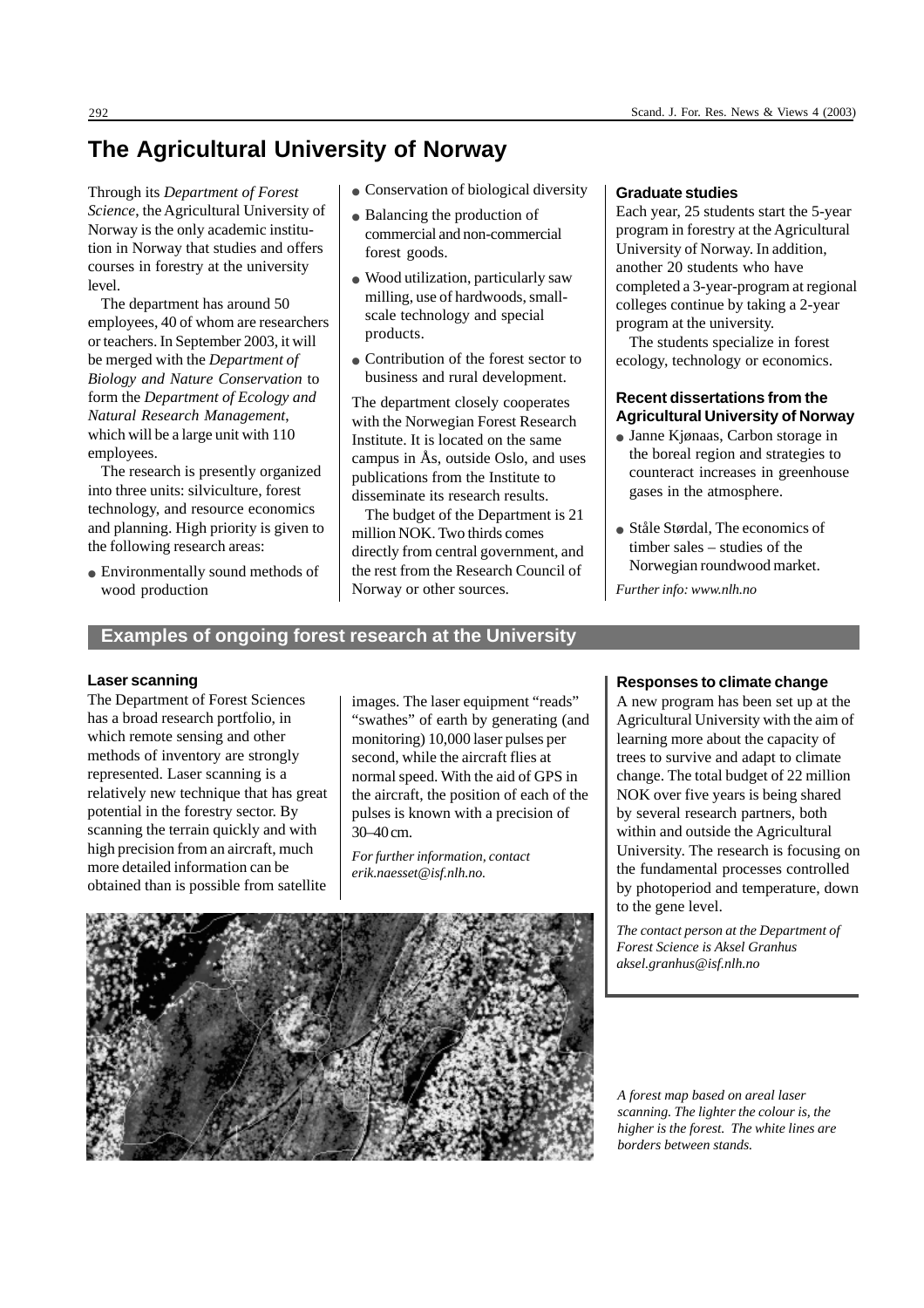# The Agricultural University of Norway

Through its *Department of Forest Science*, the Agricultural University of Norway is the only academic institution in Norway that studies and offers courses in forestry at the university level.

The department has around 50 employees, 40 of whom are researchers or teachers. In September 2003, it will be merged with the *Department of Biology and Nature Conservation* to form the *Department of Ecology and Natural Research Management*, which will be a large unit with 110 employees.

The research is presently organized into three units: silviculture, forest technology, and resource economics and planning. High priority is given to the following research areas:

- Environmentally sound methods of wood production
- Conservation of biological diversity
- Balancing the production of commercial and non-commercial forest goods.
- Wood utilization, particularly saw milling, use of hardwoods, small-scale technology and special products.
- Contribution of the forest sector to business and rural development.

The department closely cooperates with the Norwegian Forest Research Institute. It is located on the same campus in Ås, outside Oslo, and uses publications from the Institute to disseminate its research results.

The budget of the Department is 21 million NOK. Two thirds comes directly from central government, and the rest from the Research Council of Norway or other sources.

### Graduate studies

Each year, 25 students start the 5-year program in forestry at the Agricultural University of Norway. In addition, another 20 students who have completed a 3-year-program at regional colleges continue by taking a 2-year program at the university.

The students specialize in forest ecology, technology or economics.

### Recent dissertations from the Agricultural University of Norway

- Janne Kjønaas, Carbon storage in the boreal region and strategies to counteract increases in greenhouse gases in the atmosphere.
- Ståle Størdal, The economics of timber sales – studies of the Norwegian roundwood market.

*Further info: www.nlh.no*

## Examples of ongoing forest research at the University

### Laser scanning

The Department of Forest Sciences has a broad research portfolio, in which remote sensing and other methods of inventory are strongly represented. Laser scanning is a relatively new technique that has great potential in the forestry sector. By scanning the terrain quickly and with high precision from an aircraft, much more detailed information can be obtained than is possible from satellite images. The laser equipment "reads" "swathes" of earth by generating (and monitoring) 10,000 laser pulses per second, while the aircraft flies at normal speed. With the aid of GPS in the aircraft, the position of each of the pulses is known with a precision of 30–40 cm.

*For further information, contact erik.naesset@isf.nlh.no.*

### Responses to climate change

A new program has been set up at the Agricultural University with the aim of learning more about the capacity of trees to survive and adapt to climate change. The total budget of 22 million NOK over five years is being shared by several research partners, both within and outside the Agricultural University. The research is focusing on the fundamental processes controlled by photoperiod and temperature, down to the gene level.

*The contact person at the Department of Forest Science is Aksel Granhus aksel.granhus@isf.nlh.no*

*A forest map based on areal laser scanning. The lighter the colour is, the higher is the forest. The white lines are borders between stands.*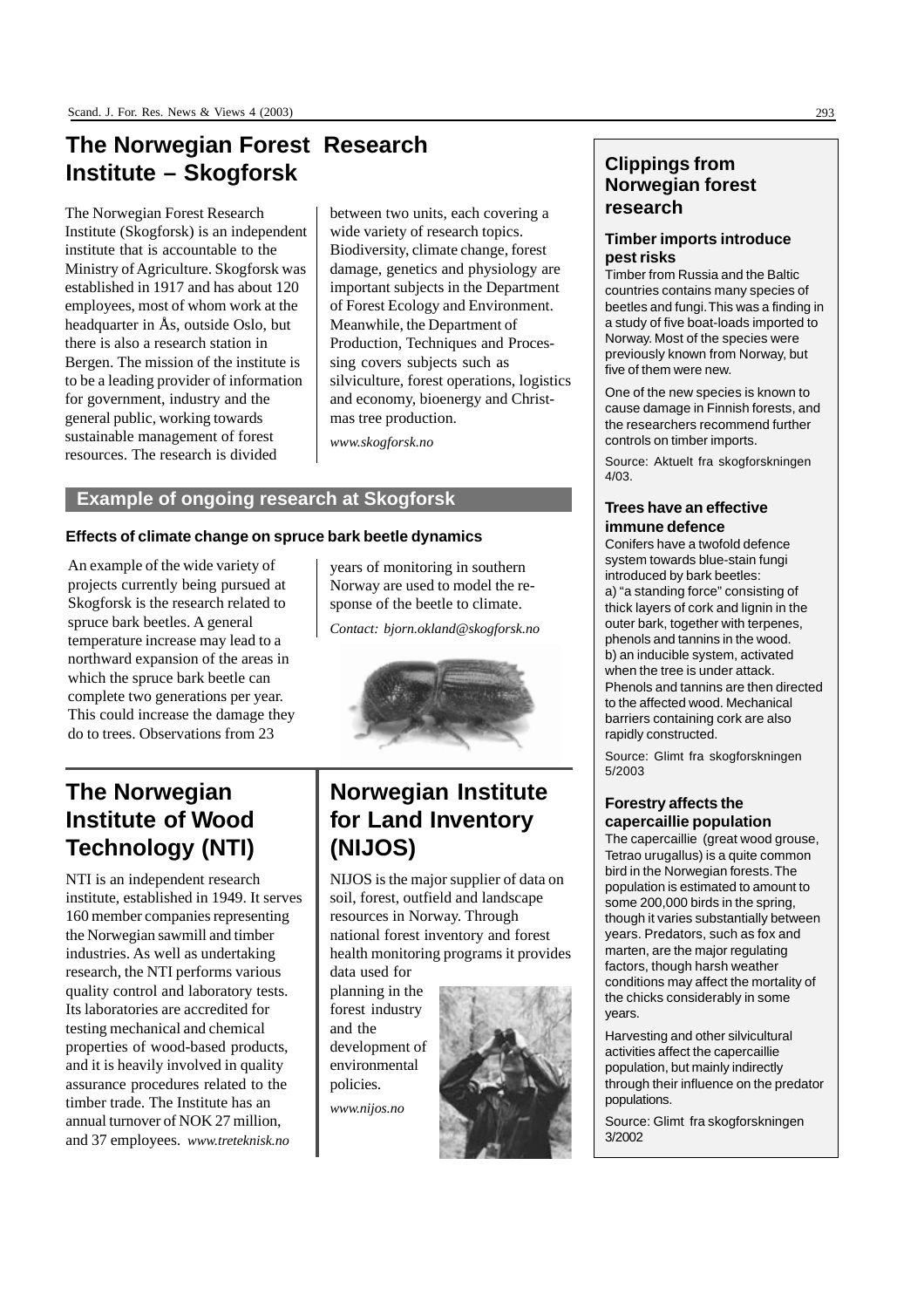# The Norwegian Forest Research Institute – Skogforsk

The Norwegian Forest Research Institute (Skogforsk) is an independent institute that is accountable to the Ministry of Agriculture. Skogforsk was established in 1917 and has about 120 employees, most of whom work at the headquarter in Ås, outside Oslo, but there is also a research station in Bergen. The mission of the institute is to be a leading provider of information for government, industry and the general public, working towards sustainable management of forest resources. The research is divided between two units, each covering a wide variety of research topics. Biodiversity, climate change, forest damage, genetics and physiology are important subjects in the Department of Forest Ecology and Environment. Meanwhile, the Department of Production, Techniques and Processing covers subjects such as silviculture, forest operations, logistics and economy, bioenergy and Christmas tree production.

*www.skogforsk.no*

## Example of ongoing research at Skogforsk

### Effects of climate change on spruce bark beetle dynamics

An example of the wide variety of projects currently being pursued at Skogforsk is the research related to spruce bark beetles. A general temperature increase may lead to a northward expansion of the areas in which the spruce bark beetle can complete two generations per year. This could increase the damage they do to trees. Observations from 23 years of monitoring in southern Norway are used to model the response of the beetle to climate.

*Contact: bjorn.okland@skogforsk.no*

# The Norwegian Institute of Wood Technology (NTI)

NTI is an independent research institute, established in 1949. It serves 160 member companies representing the Norwegian sawmill and timber industries. As well as undertaking research, the NTI performs various quality control and laboratory tests. Its laboratories are accredited for testing mechanical and chemical properties of wood-based products, and it is heavily involved in quality assurance procedures related to the timber trade. The Institute has an annual turnover of NOK 27 million, and 37 employees. *www.treteknisk.no*

# Norwegian Institute for Land Inventory (NIJOS)

NIJOS is the major supplier of data on soil, forest, outfield and landscape resources in Norway. Through national forest inventory and forest health monitoring programs it provides data used for planning in the forest industry and the development of environmental policies.

*www.nijos.no*

## Clippings from Norwegian forest research

### Timber imports introduce pest risks

Timber from Russia and the Baltic countries contains many species of beetles and fungi. This was a finding in a study of five boat-loads imported to Norway. Most of the species were previously known from Norway, but five of them were new.

One of the new species is known to cause damage in Finnish forests, and the researchers recommend further controls on timber imports.

Source: Aktuelt fra skogforskningen 4/03.

### Trees have an effective immune defence

Conifers have a twofold defence system towards blue-stain fungi introduced by bark beetles:
a) "a standing force" consisting of thick layers of cork and lignin in the outer bark, together with terpenes, phenols and tannins in the wood.
b) an inducible system, activated when the tree is under attack. Phenols and tannins are then directed to the affected wood. Mechanical barriers containing cork are also rapidly constructed.

Source: Glimt fra skogforskningen 5/2003

### Forestry affects the capercaillie population

The capercaillie (great wood grouse, Tetrao urugallus) is a quite common bird in the Norwegian forests. The population is estimated to amount to some 200,000 birds in the spring, though it varies substantially between years. Predators, such as fox and marten, are the major regulating factors, though harsh weather conditions may affect the mortality of the chicks considerably in some years.

Harvesting and other silvicultural activities affect the capercaillie population, but mainly indirectly through their influence on the predator populations.

Source: Glimt fra skogforskningen 3/2002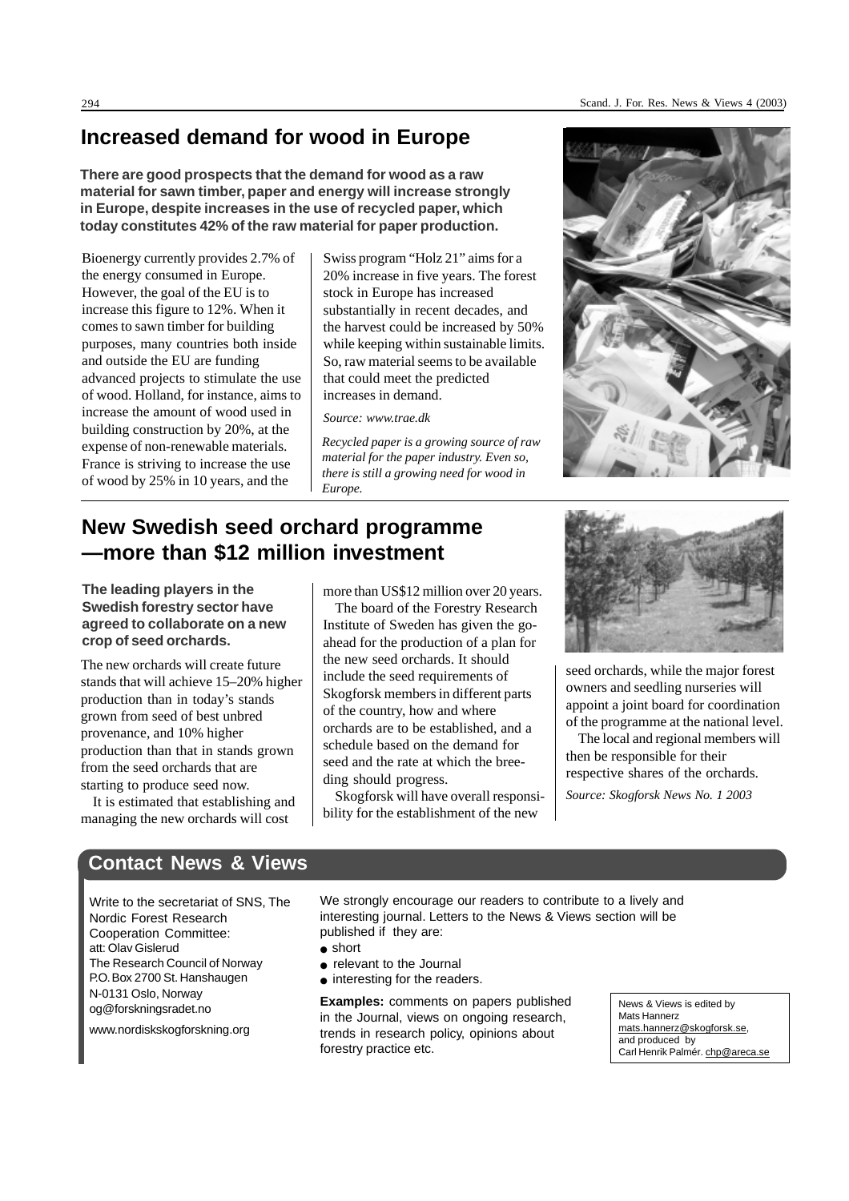# Increased demand for wood in Europe

**There are good prospects that the demand for wood as a raw material for sawn timber, paper and energy will increase strongly in Europe, despite increases in the use of recycled paper, which today constitutes 42% of the raw material for paper production.**

Bioenergy currently provides 2.7% of the energy consumed in Europe. However, the goal of the EU is to increase this figure to 12%. When it comes to sawn timber for building purposes, many countries both inside and outside the EU are funding advanced projects to stimulate the use of wood. Holland, for instance, aims to increase the amount of wood used in building construction by 20%, at the expense of non-renewable materials. France is striving to increase the use of wood by 25% in 10 years, and the Swiss program "Holz 21" aims for a 20% increase in five years. The forest stock in Europe has increased substantially in recent decades, and the harvest could be increased by 50% while keeping within sustainable limits. So, raw material seems to be available that could meet the predicted increases in demand.

*Source: www.trae.dk*

*Recycled paper is a growing source of raw material for the paper industry. Even so, there is still a growing need for wood in Europe.*

# New Swedish seed orchard programme —more than $12 million investment

**The leading players in the Swedish forestry sector have agreed to collaborate on a new crop of seed orchards.**

The new orchards will create future stands that will achieve 15–20% higher production than in today's stands grown from seed of best unbred provenance, and 10% higher production than that in stands grown from the seed orchards that are starting to produce seed now.

It is estimated that establishing and managing the new orchards will cost more than US$12 million over 20 years.

The board of the Forestry Research Institute of Sweden has given the go-ahead for the production of a plan for the new seed orchards. It should include the seed requirements of Skogforsk members in different parts of the country, how and where orchards are to be established, and a schedule based on the demand for seed and the rate at which the breeding should progress.

Skogforsk will have overall responsibility for the establishment of the new seed orchards, while the major forest owners and seedling nurseries will appoint a joint board for coordination of the programme at the national level.

The local and regional members will then be responsible for their respective shares of the orchards.

*Source: Skogforsk News No. 1 2003*

## Contact News & Views

Write to the secretariat of SNS, The Nordic Forest Research Cooperation Committee:
att: Olav Gislerud
The Research Council of Norway
P.O. Box 2700 St. Hanshaugen
N-0131 Oslo, Norway
og@forskningsradet.no

www.nordiskskogforskning.org

We strongly encourage our readers to contribute to a lively and interesting journal. Letters to the News & Views section will be published if they are:

- short
- relevant to the Journal
- interesting for the readers.

**Examples:** comments on papers published in the Journal, views on ongoing research, trends in research policy, opinions about forestry practice etc.

News & Views is edited by Mats Hannerz
mats.hannerz@skogforsk.se,
and produced by
Carl Henrik Palmér. chp@areca.se